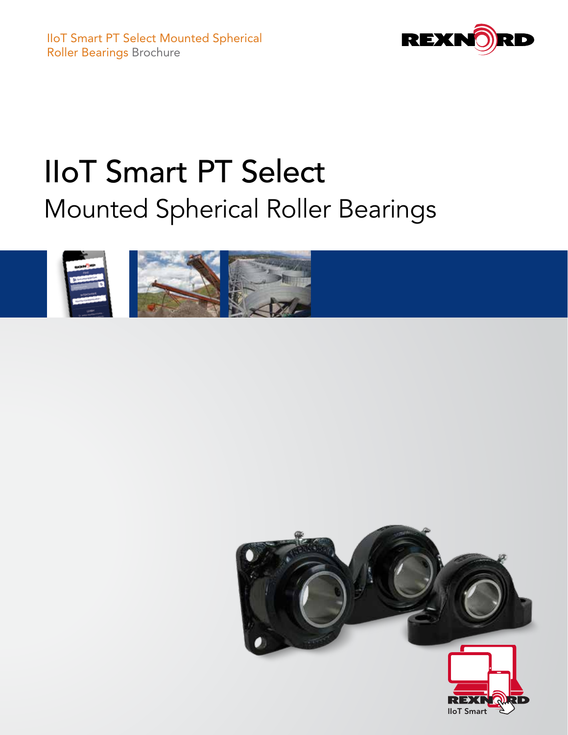IIoT Smart PT Select Mounted Spherical Roller Bearings Brochure

# IIoT Smart PT Select

## Mounted Spherical Roller Bearings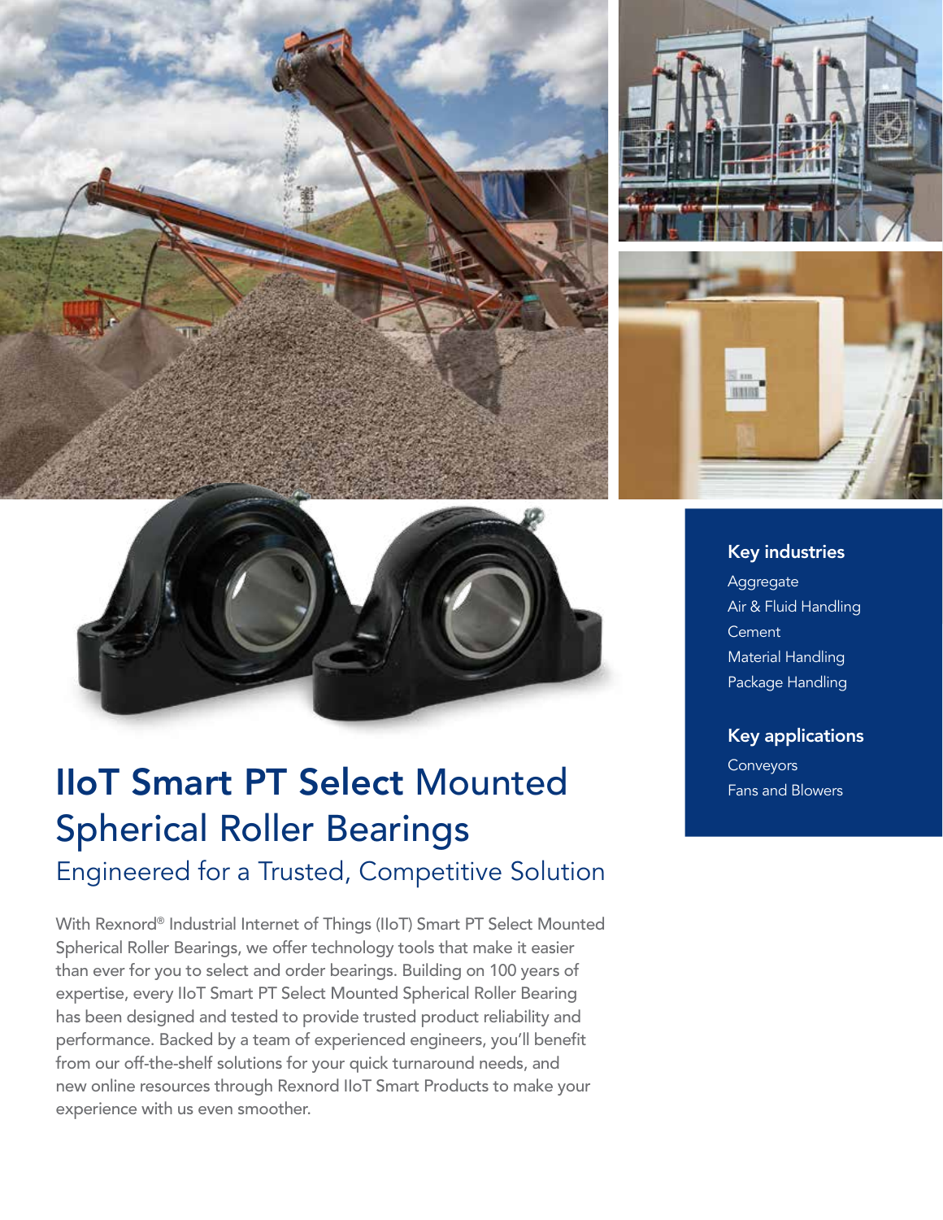# IIoT Smart PT Select Mounted Spherical Roller Bearings

## Engineered for a Trusted, Competitive Solution

With Rexnord® Industrial Internet of Things (IIoT) Smart PT Select Mounted Spherical Roller Bearings, we offer technology tools that make it easier than ever for you to select and order bearings. Building on 100 years of expertise, every IIoT Smart PT Select Mounted Spherical Roller Bearing has been designed and tested to provide trusted product reliability and performance. Backed by a team of experienced engineers, you'll benefit from our off-the-shelf solutions for your quick turnaround needs, and new online resources through Rexnord IIoT Smart Products to make your experience with us even smoother.

### Key industries

- Aggregate
- Air & Fluid Handling
- Cement
- Material Handling
- Package Handling

### Key applications

- Conveyors
- Fans and Blowers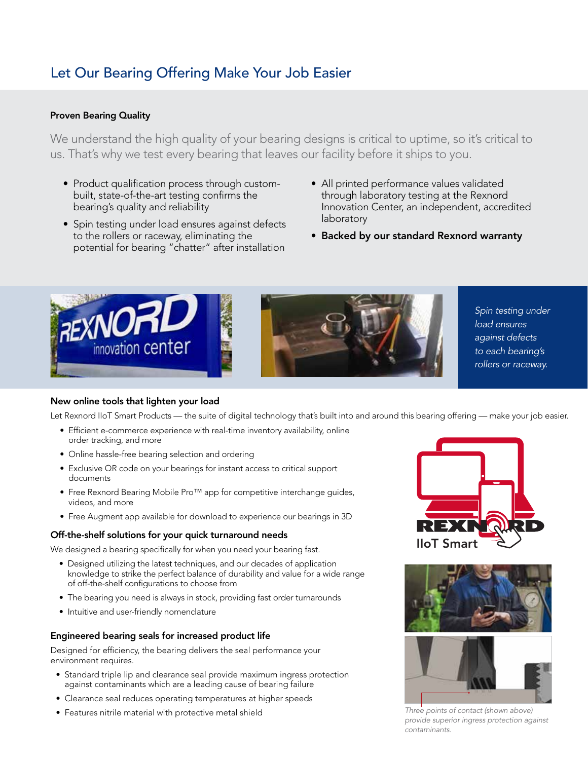# Let Our Bearing Offering Make Your Job Easier

## Proven Bearing Quality

We understand the high quality of your bearing designs is critical to uptime, so it's critical to us. That's why we test every bearing that leaves our facility before it ships to you.

- Product qualification process through custom-built, state-of-the-art testing confirms the bearing's quality and reliability
- Spin testing under load ensures against defects to the rollers or raceway, eliminating the potential for bearing "chatter" after installation
- All printed performance values validated through laboratory testing at the Rexnord Innovation Center, an independent, accredited laboratory
- **Backed by our standard Rexnord warranty**

*Spin testing under load ensures against defects to each bearing's rollers or raceway.*

## New online tools that lighten your load

Let Rexnord IIoT Smart Products — the suite of digital technology that's built into and around this bearing offering — make your job easier.

- Efficient e-commerce experience with real-time inventory availability, online order tracking, and more
- Online hassle-free bearing selection and ordering
- Exclusive QR code on your bearings for instant access to critical support documents
- Free Rexnord Bearing Mobile Pro™ app for competitive interchange guides, videos, and more
- Free Augment app available for download to experience our bearings in 3D

## Off-the-shelf solutions for your quick turnaround needs

We designed a bearing specifically for when you need your bearing fast.

- Designed utilizing the latest techniques, and our decades of application knowledge to strike the perfect balance of durability and value for a wide range of off-the-shelf configurations to choose from
- The bearing you need is always in stock, providing fast order turnarounds
- Intuitive and user-friendly nomenclature

## Engineered bearing seals for increased product life

Designed for efficiency, the bearing delivers the seal performance your environment requires.

- Standard triple lip and clearance seal provide maximum ingress protection against contaminants which are a leading cause of bearing failure
- Clearance seal reduces operating temperatures at higher speeds
- Features nitrile material with protective metal shield

*Three points of contact (shown above) provide superior ingress protection against contaminants.*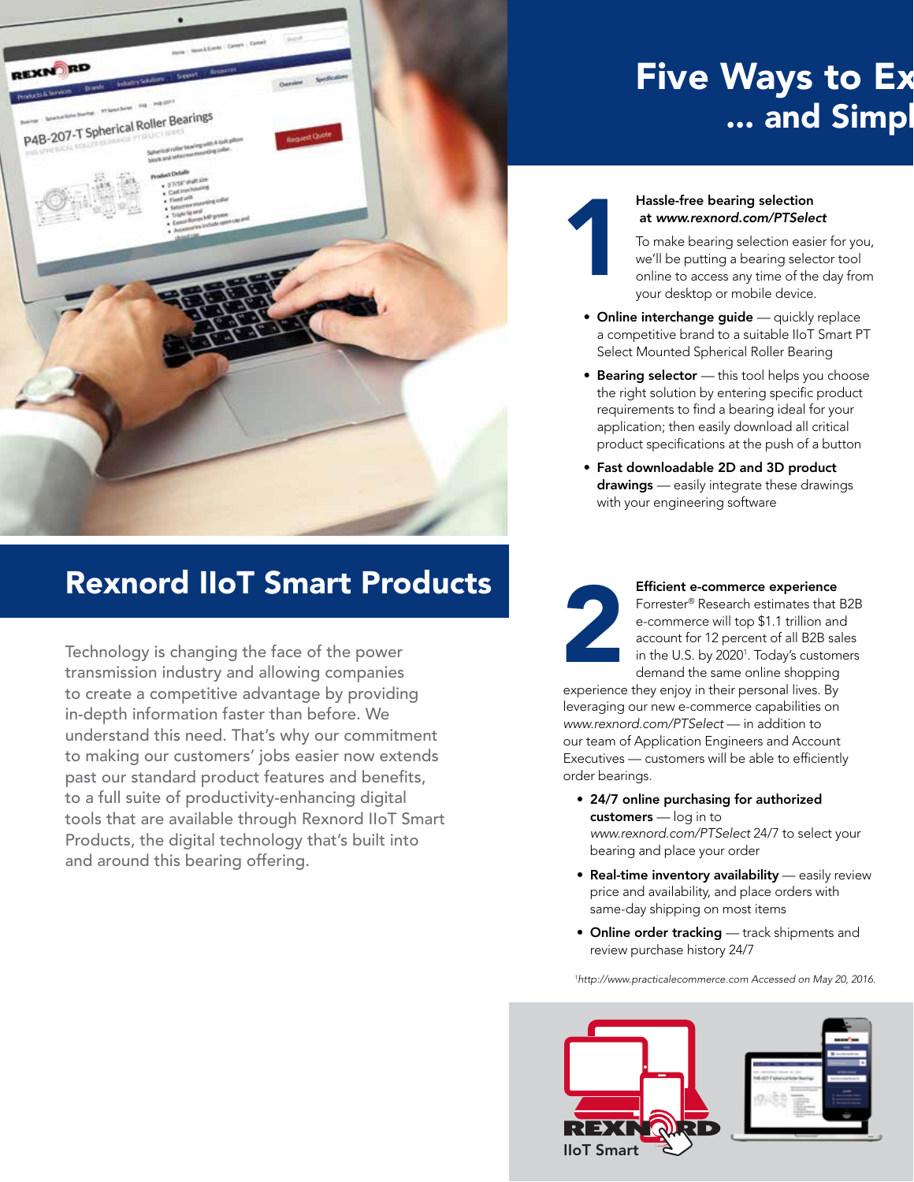# Five Ways to Ex... and Simpl...

## Rexnord IIoT Smart Products

Technology is changing the face of the power transmission industry and allowing companies to create a competitive advantage by providing in-depth information faster than before. We understand this need. That's why our commitment to making our customers' jobs easier now extends past our standard product features and benefits, to a full suite of productivity-enhancing digital tools that are available through Rexnord IIoT Smart Products, the digital technology that's built into and around this bearing offering.

### 1 Hassle-free bearing selection at *www.rexnord.com/PTSelect*

To make bearing selection easier for you, we'll be putting a bearing selector tool online to access any time of the day from your desktop or mobile device.

- **Online interchange guide** — quickly replace a competitive brand to a suitable IIoT Smart PT Select Mounted Spherical Roller Bearing
- **Bearing selector** — this tool helps you choose the right solution by entering specific product requirements to find a bearing ideal for your application; then easily download all critical product specifications at the push of a button
- **Fast downloadable 2D and 3D product drawings** — easily integrate these drawings with your engineering software

### 2 Efficient e-commerce experience

Forrester® Research estimates that B2B e-commerce will top $1.1 trillion and account for 12 percent of all B2B sales in the U.S. by 2020[1]. Today's customers demand the same online shopping experience they enjoy in their personal lives. By leveraging our new e-commerce capabilities on *www.rexnord.com/PTSelect* — in addition to our team of Application Engineers and Account Executives — customers will be able to efficiently order bearings.

- **24/7 online purchasing for authorized customers** — log in to *www.rexnord.com/PTSelect* 24/7 to select your bearing and place your order
- **Real-time inventory availability** — easily review price and availability, and place orders with same-day shipping on most items
- **Online order tracking** — track shipments and review purchase history 24/7

[1]*http://www.practicalecommerce.com Accessed on May 20, 2016.*

REXNORD IIoT Smart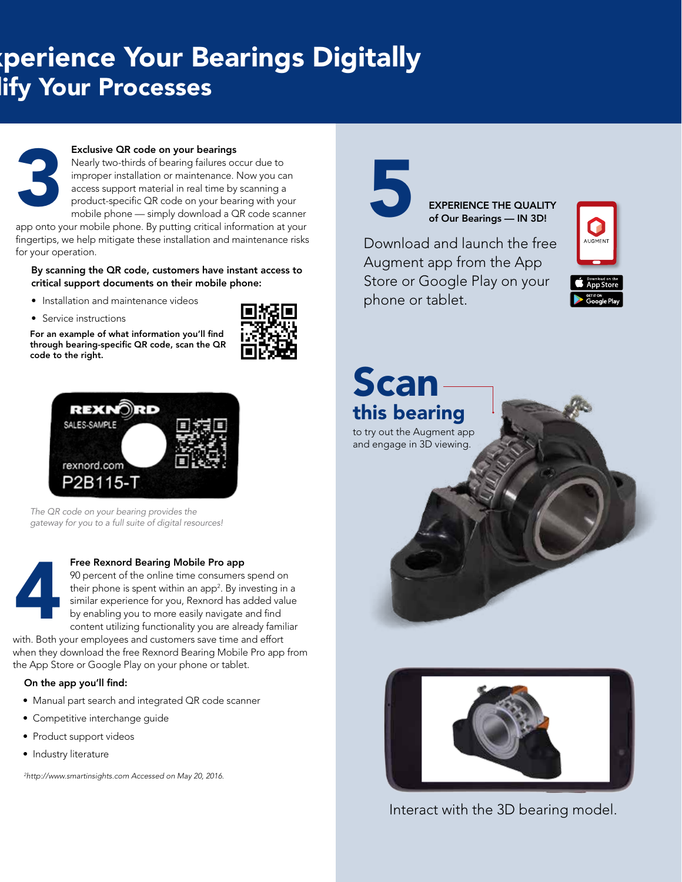# xperience Your Bearings Digitally
# lify Your Processes

## 3

**Exclusive QR code on your bearings**

Nearly two-thirds of bearing failures occur due to improper installation or maintenance. Now you can access support material in real time by scanning a product-specific QR code on your bearing with your mobile phone — simply download a QR code scanner app onto your mobile phone. By putting critical information at your fingertips, we help mitigate these installation and maintenance risks for your operation.

**By scanning the QR code, customers have instant access to critical support documents on their mobile phone:**

- Installation and maintenance videos
- Service instructions

**For an example of what information you'll find through bearing-specific QR code, scan the QR code to the right.**

REXNORD
SALES-SAMPLE
rexnord.com
P2B115-T

*The QR code on your bearing provides the gateway for you to a full suite of digital resources!*

## 4

**Free Rexnord Bearing Mobile Pro app**

90 percent of the online time consumers spend on their phone is spent within an app[2]. By investing in a similar experience for you, Rexnord has added value by enabling you to more easily navigate and find content utilizing functionality you are already familiar with. Both your employees and customers save time and effort when they download the free Rexnord Bearing Mobile Pro app from the App Store or Google Play on your phone or tablet.

**On the app you'll find:**

- Manual part search and integrated QR code scanner
- Competitive interchange guide
- Product support videos
- Industry literature

*[2]http://www.smartinsights.com Accessed on May 20, 2016.*

## 5

**EXPERIENCE THE QUALITY of Our Bearings — IN 3D!**

Download and launch the free Augment app from the App Store or Google Play on your phone or tablet.

AUGMENT

Download on the App Store

GET IT ON Google Play

# Scan
## this bearing

to try out the Augment app and engage in 3D viewing.

Interact with the 3D bearing model.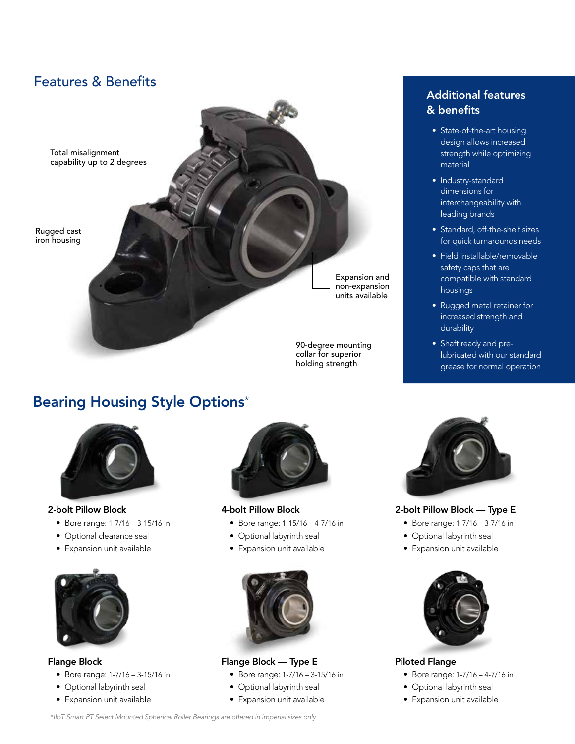## Features & Benefits

Total misalignment capability up to 2 degrees

Rugged cast iron housing

Expansion and non-expansion units available

90-degree mounting collar for superior holding strength

### Additional features & benefits

- State-of-the-art housing design allows increased strength while optimizing material
- Industry-standard dimensions for interchangeability with leading brands
- Standard, off-the-shelf sizes for quick turnarounds needs
- Field installable/removable safety caps that are compatible with standard housings
- Rugged metal retainer for increased strength and durability
- Shaft ready and pre-lubricated with our standard grease for normal operation

## Bearing Housing Style Options*

**2-bolt Pillow Block**

- Bore range: 1-7/16 – 3-15/16 in
- Optional clearance seal
- Expansion unit available

**4-bolt Pillow Block**

- Bore range: 1-15/16 – 4-7/16 in
- Optional labyrinth seal
- Expansion unit available

**2-bolt Pillow Block — Type E**

- Bore range: 1-7/16 – 3-7/16 in
- Optional labyrinth seal
- Expansion unit available

**Flange Block**

- Bore range: 1-7/16 – 3-15/16 in
- Optional labyrinth seal
- Expansion unit available

**Flange Block — Type E**

- Bore range: 1-7/16 – 3-15/16 in
- Optional labyrinth seal
- Expansion unit available

**Piloted Flange**

- Bore range: 1-7/16 – 4-7/16 in
- Optional labyrinth seal
- Expansion unit available

*\*IIoT Smart PT Select Mounted Spherical Roller Bearings are offered in imperial sizes only.*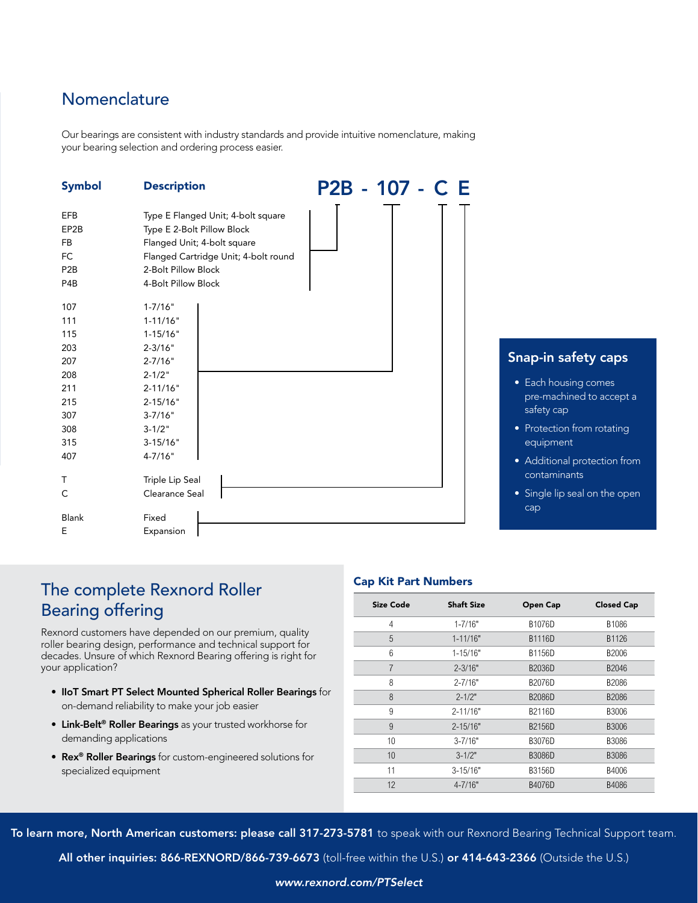## Nomenclature

Our bearings are consistent with industry standards and provide intuitive nomenclature, making your bearing selection and ordering process easier.

**P2B - 107 - C E**

| Symbol | Description |
|---|---|
| EFB | Type E Flanged Unit; 4-bolt square |
| EP2B | Type E 2-Bolt Pillow Block |
| FB | Flanged Unit; 4-bolt square |
| FC | Flanged Cartridge Unit; 4-bolt round |
| P2B | 2-Bolt Pillow Block |
| P4B | 4-Bolt Pillow Block |
| 107 | 1-7/16" |
| 111 | 1-11/16" |
| 115 | 1-15/16" |
| 203 | 2-3/16" |
| 207 | 2-7/16" |
| 208 | 2-1/2" |
| 211 | 2-11/16" |
| 215 | 2-15/16" |
| 307 | 3-7/16" |
| 308 | 3-1/2" |
| 315 | 3-15/16" |
| 407 | 4-7/16" |
| T | Triple Lip Seal |
| C | Clearance Seal |
| Blank | Fixed |
| E | Expansion |

### Snap-in safety caps

- Each housing comes pre-machined to accept a safety cap
- Protection from rotating equipment
- Additional protection from contaminants
- Single lip seal on the open cap

## The complete Rexnord Roller Bearing offering

Rexnord customers have depended on our premium, quality roller bearing design, performance and technical support for decades. Unsure of which Rexnord Bearing offering is right for your application?

- **IIoT Smart PT Select Mounted Spherical Roller Bearings** for on-demand reliability to make your job easier
- **Link-Belt® Roller Bearings** as your trusted workhorse for demanding applications
- **Rex® Roller Bearings** for custom-engineered solutions for specialized equipment

### Cap Kit Part Numbers

| Size Code | Shaft Size | Open Cap | Closed Cap |
|---|---|---|---|
| 4 | 1-7/16" | B1076D | B1086 |
| 5 | 1-11/16" | B1116D | B1126 |
| 6 | 1-15/16" | B1156D | B2006 |
| 7 | 2-3/16" | B2036D | B2046 |
| 8 | 2-7/16" | B2076D | B2086 |
| 8 | 2-1/2" | B2086D | B2086 |
| 9 | 2-11/16" | B2116D | B3006 |
| 9 | 2-15/16" | B2156D | B3006 |
| 10 | 3-7/16" | B3076D | B3086 |
| 10 | 3-1/2" | B3086D | B3086 |
| 11 | 3-15/16" | B3156D | B4006 |
| 12 | 4-7/16" | B4076D | B4086 |

**To learn more, North American customers: please call 317-273-5781** to speak with our Rexnord Bearing Technical Support team.

**All other inquiries: 866-REXNORD/866-739-6673** (toll-free within the U.S.) **or 414-643-2366** (Outside the U.S.)

***www.rexnord.com/PTSelect***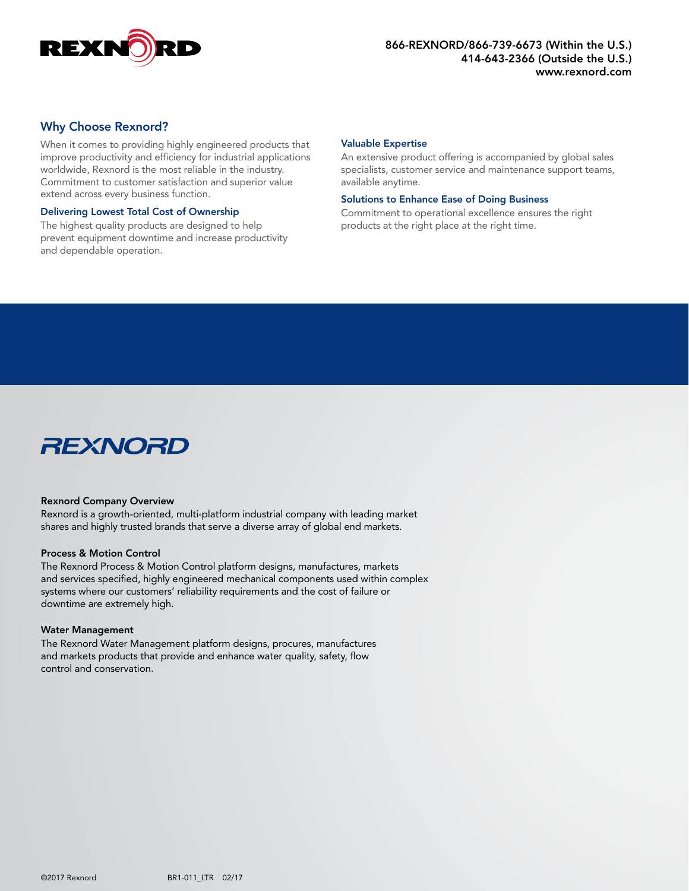866-REXNORD/866-739-6673 (Within the U.S.)
414-643-2366 (Outside the U.S.)
www.rexnord.com

## Why Choose Rexnord?

When it comes to providing highly engineered products that improve productivity and efficiency for industrial applications worldwide, Rexnord is the most reliable in the industry. Commitment to customer satisfaction and superior value extend across every business function.

### Delivering Lowest Total Cost of Ownership

The highest quality products are designed to help prevent equipment downtime and increase productivity and dependable operation.

### Valuable Expertise

An extensive product offering is accompanied by global sales specialists, customer service and maintenance support teams, available anytime.

### Solutions to Enhance Ease of Doing Business

Commitment to operational excellence ensures the right products at the right place at the right time.

## REXNORD

**Rexnord Company Overview**
Rexnord is a growth-oriented, multi-platform industrial company with leading market shares and highly trusted brands that serve a diverse array of global end markets.

**Process & Motion Control**
The Rexnord Process & Motion Control platform designs, manufactures, markets and services specified, highly engineered mechanical components used within complex systems where our customers' reliability requirements and the cost of failure or downtime are extremely high.

**Water Management**
The Rexnord Water Management platform designs, procures, manufactures and markets products that provide and enhance water quality, safety, flow control and conservation.

©2017 Rexnord BR1-011_LTR 02/17